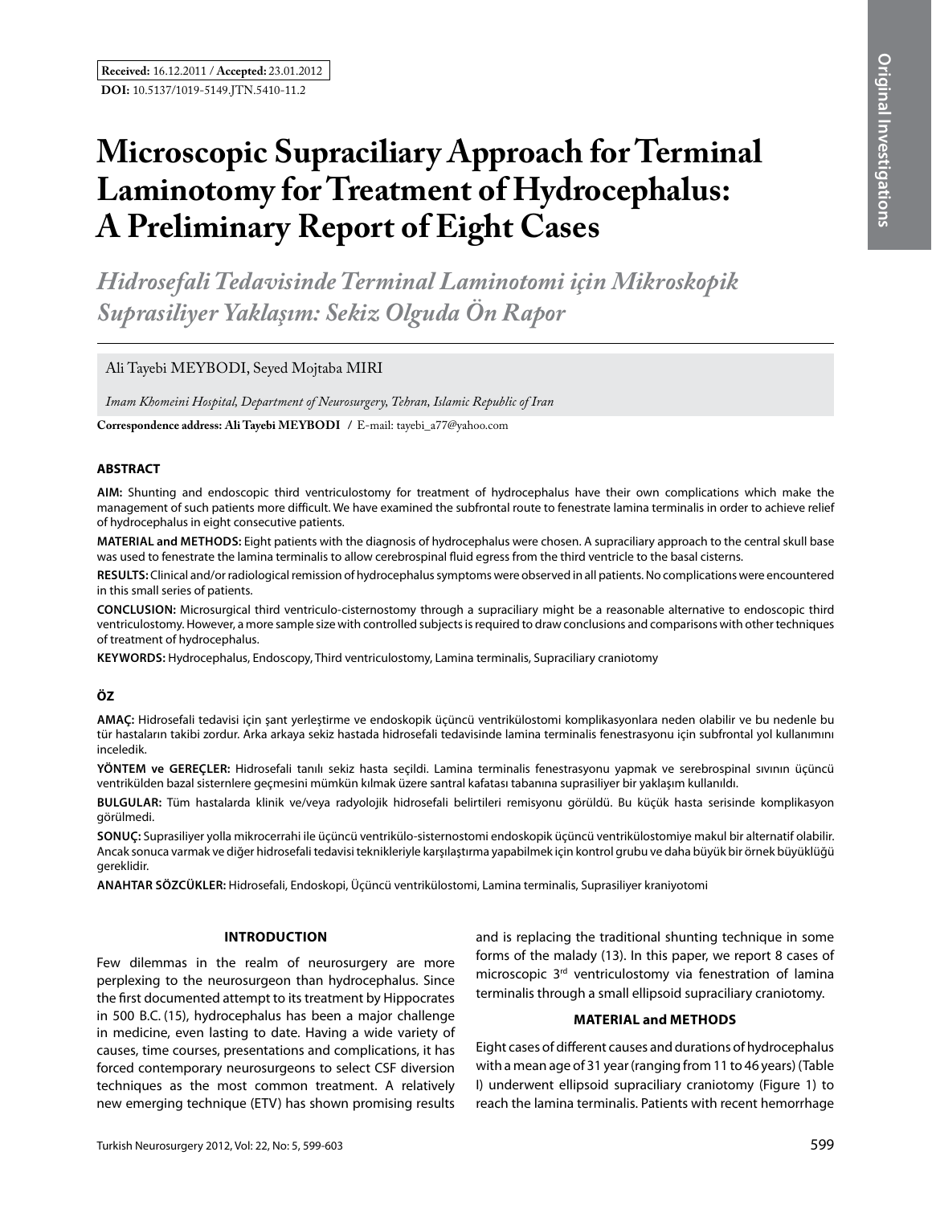**Received:** 16.12.2011 / **Accepted:** 23.01.2012

**DOI:** 10.5137/1019-5149.JTN.5410-11.2

# Microscopic Supraciliary Approach for Terminal Laminotomy for Treatment of Hydrocephalus: A Preliminary Report of Eight Cases

## *Hidrosefali Tedavisinde Terminal Laminotomi için Mikroskopik Suprasiliyer Yaklaşım: Sekiz Olguda Ön Rapor*

Ali Tayebi MEYBODI, Seyed Mojtaba MIRI

*Imam Khomeini Hospital, Department of Neurosurgery, Tehran, Islamic Republic of Iran*

**Correspondence address: Ali Tayebi MEYBODI** / E-mail: tayebi_a77@yahoo.com

### ABSTRACT

**AIM:** Shunting and endoscopic third ventriculostomy for treatment of hydrocephalus have their own complications which make the management of such patients more difficult. We have examined the subfrontal route to fenestrate lamina terminalis in order to achieve relief of hydrocephalus in eight consecutive patients.

**MATERIAL and METHODS:** Eight patients with the diagnosis of hydrocephalus were chosen. A supraciliary approach to the central skull base was used to fenestrate the lamina terminalis to allow cerebrospinal fluid egress from the third ventricle to the basal cisterns.

**RESULTS:** Clinical and/or radiological remission of hydrocephalus symptoms were observed in all patients. No complications were encountered in this small series of patients.

**CONCLUSION:** Microsurgical third ventriculo-cisternostomy through a supraciliary might be a reasonable alternative to endoscopic third ventriculostomy. However, a more sample size with controlled subjects is required to draw conclusions and comparisons with other techniques of treatment of hydrocephalus.

**KEYWORDS:** Hydrocephalus, Endoscopy, Third ventriculostomy, Lamina terminalis, Supraciliary craniotomy

### ÖZ

**AMAÇ:** Hidrosefali tedavisi için şant yerleştirme ve endoskopik üçüncü ventrikülostomi komplikasyonlara neden olabilir ve bu nedenle bu tür hastaların takibi zordur. Arka arkaya sekiz hastada hidrosefali tedavisinde lamina terminalis fenestrasyonu için subfrontal yol kullanımını inceledik.

**YÖNTEM ve GEREÇLER:** Hidrosefali tanılı sekiz hasta seçildi. Lamina terminalis fenestrasyonu yapmak ve serebrospinal sıvının üçüncü ventrikülden bazal sisternlere geçmesini mümkün kılmak üzere santral kafatası tabanına suprasiliyer bir yaklaşım kullanıldı.

**BULGULAR:** Tüm hastalarda klinik ve/veya radyolojik hidrosefali belirtileri remisyonu görüldü. Bu küçük hasta serisinde komplikasyon görülmedi.

**SONUÇ:** Suprasiliyer yolla mikrocerrahi ile üçüncü ventrikülo-sisternostomi endoskopik üçüncü ventrikülostomiye makul bir alternatif olabilir. Ancak sonuca varmak ve diğer hidrosefali tedavisi teknikleriyle karşılaştırma yapabilmek için kontrol grubu ve daha büyük bir örnek büyüklüğü gereklidir.

**ANAHTAR SÖZCÜKLER:** Hidrosefali, Endoskopi, Üçüncü ventrikülostomi, Lamina terminalis, Suprasiliyer kraniyotomi

### INTRODUCTION

Few dilemmas in the realm of neurosurgery are more perplexing to the neurosurgeon than hydrocephalus. Since the first documented attempt to its treatment by Hippocrates in 500 B.C. (15), hydrocephalus has been a major challenge in medicine, even lasting to date. Having a wide variety of causes, time courses, presentations and complications, it has forced contemporary neurosurgeons to select CSF diversion techniques as the most common treatment. A relatively new emerging technique (ETV) has shown promising results and is replacing the traditional shunting technique in some forms of the malady (13). In this paper, we report 8 cases of microscopic 3rd ventriculostomy via fenestration of lamina terminalis through a small ellipsoid supraciliary craniotomy.

### MATERIAL and METHODS

Eight cases of different causes and durations of hydrocephalus with a mean age of 31 year (ranging from 11 to 46 years) (Table I) underwent ellipsoid supraciliary craniotomy (Figure 1) to reach the lamina terminalis. Patients with recent hemorrhage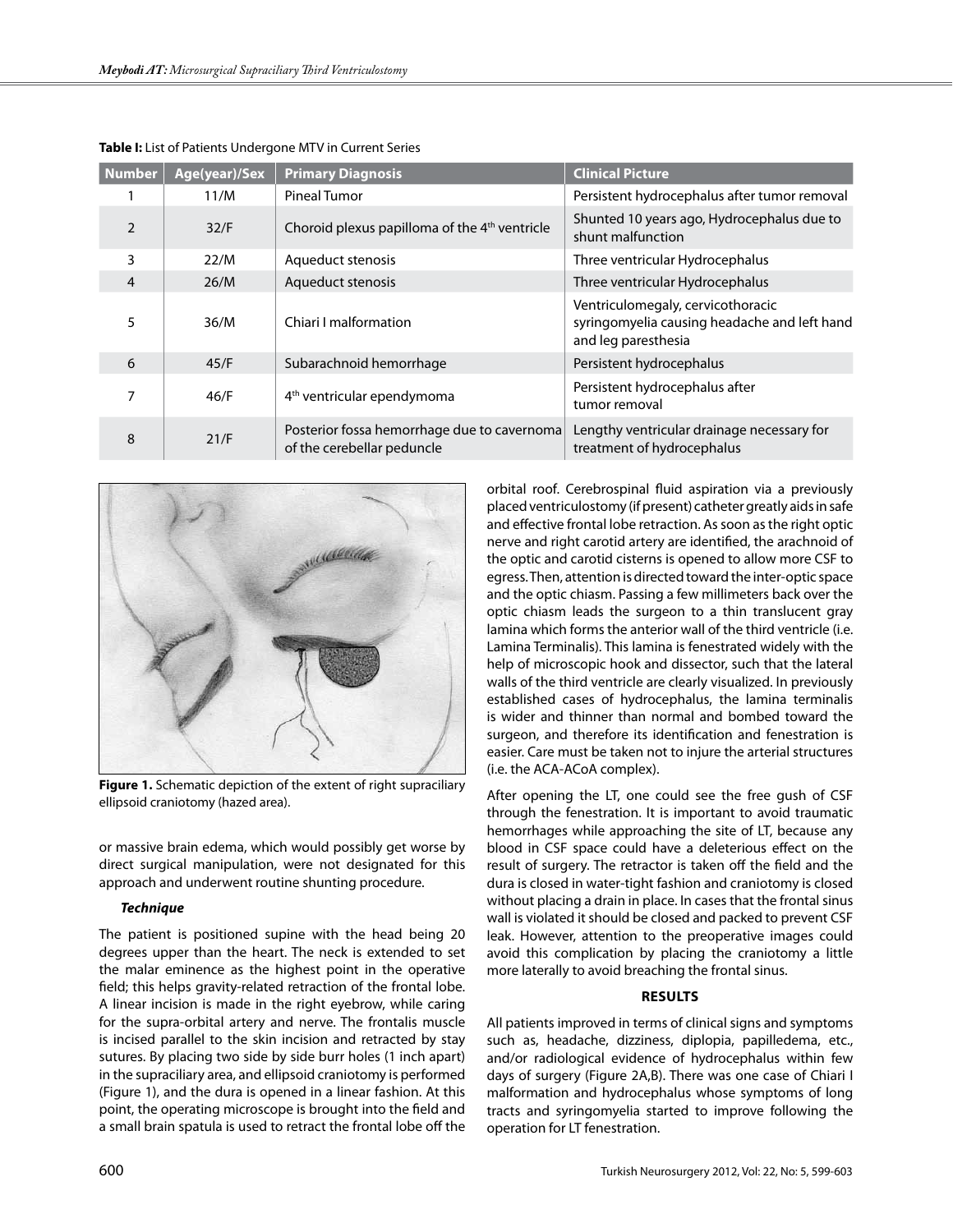**Table I:** List of Patients Undergone MTV in Current Series

| Number | Age(year)/Sex | Primary Diagnosis | Clinical Picture |
|---|---|---|---|
| 1 | 11/M | Pineal Tumor | Persistent hydrocephalus after tumor removal |
| 2 | 32/F | Choroid plexus papilloma of the 4th ventricle | Shunted 10 years ago, Hydrocephalus due to shunt malfunction |
| 3 | 22/M | Aqueduct stenosis | Three ventricular Hydrocephalus |
| 4 | 26/M | Aqueduct stenosis | Three ventricular Hydrocephalus |
| 5 | 36/M | Chiari I malformation | Ventriculomegaly, cervicothoracic syringomyelia causing headache and left hand and leg paresthesia |
| 6 | 45/F | Subarachnoid hemorrhage | Persistent hydrocephalus |
| 7 | 46/F | 4th ventricular ependymoma | Persistent hydrocephalus after tumor removal |
| 8 | 21/F | Posterior fossa hemorrhage due to cavernoma of the cerebellar peduncle | Lengthy ventricular drainage necessary for treatment of hydrocephalus |

**Figure 1.** Schematic depiction of the extent of right supraciliary ellipsoid craniotomy (hazed area).

or massive brain edema, which would possibly get worse by direct surgical manipulation, were not designated for this approach and underwent routine shunting procedure.

### *Technique*

The patient is positioned supine with the head being 20 degrees upper than the heart. The neck is extended to set the malar eminence as the highest point in the operative field; this helps gravity-related retraction of the frontal lobe. A linear incision is made in the right eyebrow, while caring for the supra-orbital artery and nerve. The frontalis muscle is incised parallel to the skin incision and retracted by stay sutures. By placing two side by side burr holes (1 inch apart) in the supraciliary area, and ellipsoid craniotomy is performed (Figure 1), and the dura is opened in a linear fashion. At this point, the operating microscope is brought into the field and a small brain spatula is used to retract the frontal lobe off the orbital roof. Cerebrospinal fluid aspiration via a previously placed ventriculostomy (if present) catheter greatly aids in safe and effective frontal lobe retraction. As soon as the right optic nerve and right carotid artery are identified, the arachnoid of the optic and carotid cisterns is opened to allow more CSF to egress. Then, attention is directed toward the inter-optic space and the optic chiasm. Passing a few millimeters back over the optic chiasm leads the surgeon to a thin translucent gray lamina which forms the anterior wall of the third ventricle (i.e. Lamina Terminalis). This lamina is fenestrated widely with the help of microscopic hook and dissector, such that the lateral walls of the third ventricle are clearly visualized. In previously established cases of hydrocephalus, the lamina terminalis is wider and thinner than normal and bombed toward the surgeon, and therefore its identification and fenestration is easier. Care must be taken not to injure the arterial structures (i.e. the ACA-ACoA complex).

After opening the LT, one could see the free gush of CSF through the fenestration. It is important to avoid traumatic hemorrhages while approaching the site of LT, because any blood in CSF space could have a deleterious effect on the result of surgery. The retractor is taken off the field and the dura is closed in water-tight fashion and craniotomy is closed without placing a drain in place. In cases that the frontal sinus wall is violated it should be closed and packed to prevent CSF leak. However, attention to the preoperative images could avoid this complication by placing the craniotomy a little more laterally to avoid breaching the frontal sinus.

## RESULTS

All patients improved in terms of clinical signs and symptoms such as, headache, dizziness, diplopia, papilledema, etc., and/or radiological evidence of hydrocephalus within few days of surgery (Figure 2A,B). There was one case of Chiari I malformation and hydrocephalus whose symptoms of long tracts and syringomyelia started to improve following the operation for LT fenestration.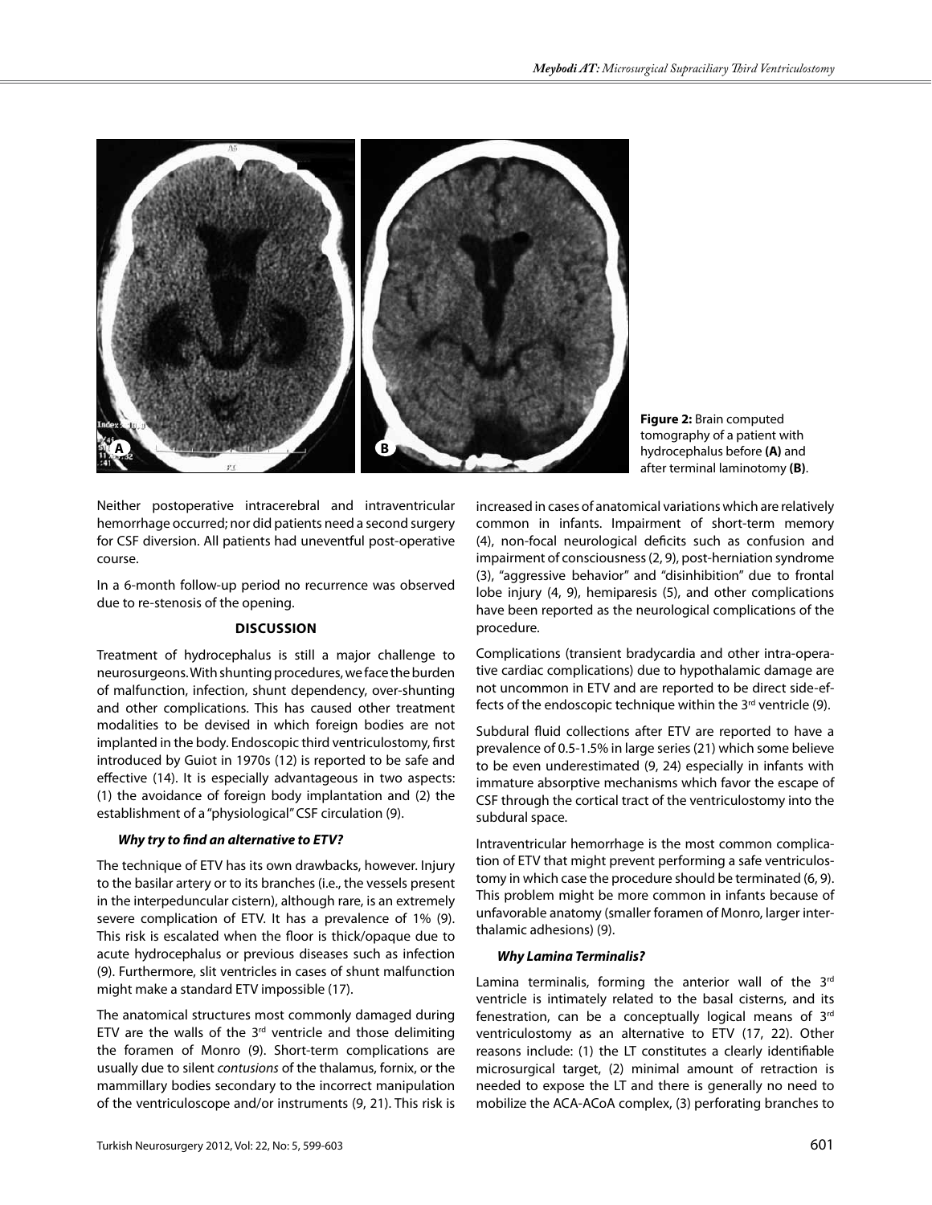**Figure 2:** Brain computed tomography of a patient with hydrocephalus before **(A)** and after terminal laminotomy **(B)**.

Neither postoperative intracerebral and intraventricular hemorrhage occurred; nor did patients need a second surgery for CSF diversion. All patients had uneventful post-operative course.

In a 6-month follow-up period no recurrence was observed due to re-stenosis of the opening.

## DISCUSSION

Treatment of hydrocephalus is still a major challenge to neurosurgeons. With shunting procedures, we face the burden of malfunction, infection, shunt dependency, over-shunting and other complications. This has caused other treatment modalities to be devised in which foreign bodies are not implanted in the body. Endoscopic third ventriculostomy, first introduced by Guiot in 1970s (12) is reported to be safe and effective (14). It is especially advantageous in two aspects: (1) the avoidance of foreign body implantation and (2) the establishment of a "physiological" CSF circulation (9).

### *Why try to find an alternative to ETV?*

The technique of ETV has its own drawbacks, however. Injury to the basilar artery or to its branches (i.e., the vessels present in the interpeduncular cistern), although rare, is an extremely severe complication of ETV. It has a prevalence of 1% (9). This risk is escalated when the floor is thick/opaque due to acute hydrocephalus or previous diseases such as infection (9). Furthermore, slit ventricles in cases of shunt malfunction might make a standard ETV impossible (17).

The anatomical structures most commonly damaged during ETV are the walls of the 3rd ventricle and those delimiting the foramen of Monro (9). Short-term complications are usually due to silent *contusions* of the thalamus, fornix, or the mammillary bodies secondary to the incorrect manipulation of the ventriculoscope and/or instruments (9, 21). This risk is increased in cases of anatomical variations which are relatively common in infants. Impairment of short-term memory (4), non-focal neurological deficits such as confusion and impairment of consciousness (2, 9), post-herniation syndrome (3), "aggressive behavior" and "disinhibition" due to frontal lobe injury (4, 9), hemiparesis (5), and other complications have been reported as the neurological complications of the procedure.

Complications (transient bradycardia and other intra-operative cardiac complications) due to hypothalamic damage are not uncommon in ETV and are reported to be direct side-effects of the endoscopic technique within the 3rd ventricle (9).

Subdural fluid collections after ETV are reported to have a prevalence of 0.5-1.5% in large series (21) which some believe to be even underestimated (9, 24) especially in infants with immature absorptive mechanisms which favor the escape of CSF through the cortical tract of the ventriculostomy into the subdural space.

Intraventricular hemorrhage is the most common complication of ETV that might prevent performing a safe ventriculostomy in which case the procedure should be terminated (6, 9). This problem might be more common in infants because of unfavorable anatomy (smaller foramen of Monro, larger interthalamic adhesions) (9).

### *Why Lamina Terminalis?*

Lamina terminalis, forming the anterior wall of the 3rd ventricle is intimately related to the basal cisterns, and its fenestration, can be a conceptually logical means of 3rd ventriculostomy as an alternative to ETV (17, 22). Other reasons include: (1) the LT constitutes a clearly identifiable microsurgical target, (2) minimal amount of retraction is needed to expose the LT and there is generally no need to mobilize the ACA-ACoA complex, (3) perforating branches to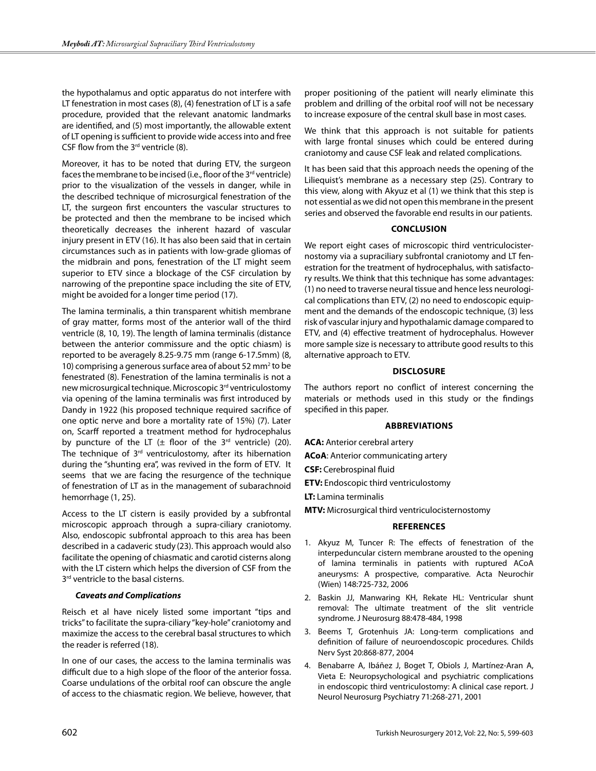the hypothalamus and optic apparatus do not interfere with LT fenestration in most cases (8), (4) fenestration of LT is a safe procedure, provided that the relevant anatomic landmarks are identified, and (5) most importantly, the allowable extent of LT opening is sufficient to provide wide access into and free CSF flow from the 3rd ventricle (8).

Moreover, it has to be noted that during ETV, the surgeon faces the membrane to be incised (i.e., floor of the 3rd ventricle) prior to the visualization of the vessels in danger, while in the described technique of microsurgical fenestration of the LT, the surgeon first encounters the vascular structures to be protected and then the membrane to be incised which theoretically decreases the inherent hazard of vascular injury present in ETV (16). It has also been said that in certain circumstances such as in patients with low-grade gliomas of the midbrain and pons, fenestration of the LT might seem superior to ETV since a blockage of the CSF circulation by narrowing of the prepontine space including the site of ETV, might be avoided for a longer time period (17).

The lamina terminalis, a thin transparent whitish membrane of gray matter, forms most of the anterior wall of the third ventricle (8, 10, 19). The length of lamina terminalis (distance between the anterior commissure and the optic chiasm) is reported to be averagely 8.25-9.75 mm (range 6-17.5mm) (8, 10) comprising a generous surface area of about 52 $mm^2$ to be fenestrated (8). Fenestration of the lamina terminalis is not a new microsurgical technique. Microscopic 3rd ventriculostomy via opening of the lamina terminalis was first introduced by Dandy in 1922 (his proposed technique required sacrifice of one optic nerve and bore a mortality rate of 15%) (7). Later on, Scarff reported a treatment method for hydrocephalus by puncture of the LT (± floor of the 3rd ventricle) (20). The technique of 3rd ventriculostomy, after its hibernation during the "shunting era", was revived in the form of ETV. It seems that we are facing the resurgence of the technique of fenestration of LT as in the management of subarachnoid hemorrhage (1, 25).

Access to the LT cistern is easily provided by a subfrontal microscopic approach through a supra-ciliary craniotomy. Also, endoscopic subfrontal approach to this area has been described in a cadaveric study (23). This approach would also facilitate the opening of chiasmatic and carotid cisterns along with the LT cistern which helps the diversion of CSF from the 3rd ventricle to the basal cisterns.

### *Caveats and Complications*

Reisch et al have nicely listed some important "tips and tricks" to facilitate the supra-ciliary "key-hole" craniotomy and maximize the access to the cerebral basal structures to which the reader is referred (18).

In one of our cases, the access to the lamina terminalis was difficult due to a high slope of the floor of the anterior fossa. Coarse undulations of the orbital roof can obscure the angle of access to the chiasmatic region. We believe, however, that proper positioning of the patient will nearly eliminate this problem and drilling of the orbital roof will not be necessary to increase exposure of the central skull base in most cases.

We think that this approach is not suitable for patients with large frontal sinuses which could be entered during craniotomy and cause CSF leak and related complications.

It has been said that this approach needs the opening of the Liliequist's membrane as a necessary step (25). Contrary to this view, along with Akyuz et al (1) we think that this step is not essential as we did not open this membrane in the present series and observed the favorable end results in our patients.

## CONCLUSION

We report eight cases of microscopic third ventriculocisternostomy via a supraciliary subfrontal craniotomy and LT fenestration for the treatment of hydrocephalus, with satisfactory results. We think that this technique has some advantages: (1) no need to traverse neural tissue and hence less neurological complications than ETV, (2) no need to endoscopic equipment and the demands of the endoscopic technique, (3) less risk of vascular injury and hypothalamic damage compared to ETV, and (4) effective treatment of hydrocephalus. However more sample size is necessary to attribute good results to this alternative approach to ETV.

## DISCLOSURE

The authors report no conflict of interest concerning the materials or methods used in this study or the findings specified in this paper.

## ABBREVIATIONS

**ACA:** Anterior cerebral artery

**ACoA**: Anterior communicating artery

**CSF:** Cerebrospinal fluid

**ETV:** Endoscopic third ventriculostomy

**LT:** Lamina terminalis

**MTV:** Microsurgical third ventriculocisternostomy

## REFERENCES

1. Akyuz M, Tuncer R: The effects of fenestration of the interpeduncular cistern membrane arousted to the opening of lamina terminalis in patients with ruptured ACoA aneurysms: A prospective, comparative. Acta Neurochir (Wien) 148:725-732, 2006
2. Baskin JJ, Manwaring KH, Rekate HL: Ventricular shunt removal: The ultimate treatment of the slit ventricle syndrome. J Neurosurg 88:478-484, 1998
3. Beems T, Grotenhuis JA: Long-term complications and definition of failure of neuroendoscopic procedures. Childs Nerv Syst 20:868-877, 2004
4. Benabarre A, Ibáñez J, Boget T, Obiols J, Martínez-Aran A, Vieta E: Neuropsychological and psychiatric complications in endoscopic third ventriculostomy: A clinical case report. J Neurol Neurosurg Psychiatry 71:268-271, 2001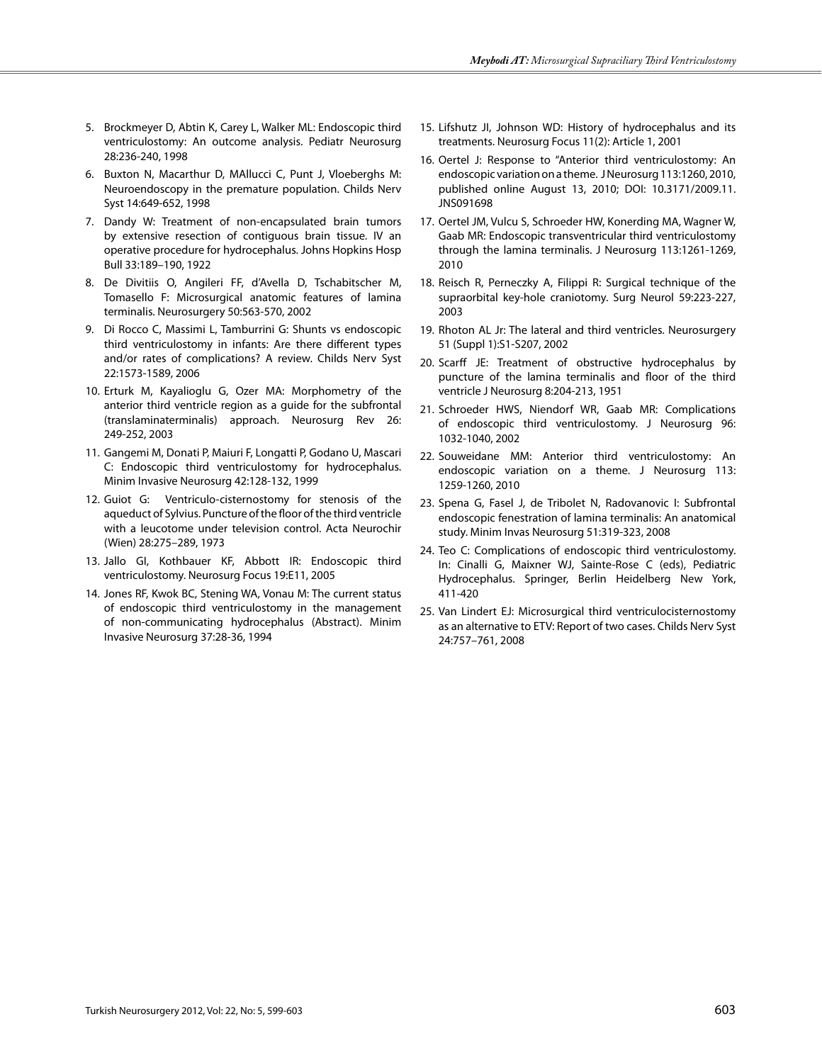5. Brockmeyer D, Abtin K, Carey L, Walker ML: Endoscopic third ventriculostomy: An outcome analysis. Pediatr Neurosurg 28:236-240, 1998
6. Buxton N, Macarthur D, MAllucci C, Punt J, Vloeberghs M: Neuroendoscopy in the premature population. Childs Nerv Syst 14:649-652, 1998
7. Dandy W: Treatment of non-encapsulated brain tumors by extensive resection of contiguous brain tissue. IV an operative procedure for hydrocephalus. Johns Hopkins Hosp Bull 33:189–190, 1922
8. De Divitiis O, Angileri FF, d'Avella D, Tschabitscher M, Tomasello F: Microsurgical anatomic features of lamina terminalis. Neurosurgery 50:563-570, 2002
9. Di Rocco C, Massimi L, Tamburrini G: Shunts vs endoscopic third ventriculostomy in infants: Are there different types and/or rates of complications? A review. Childs Nerv Syst 22:1573-1589, 2006
10. Erturk M, Kayalioglu G, Ozer MA: Morphometry of the anterior third ventricle region as a guide for the subfrontal (translaminaterminalis) approach. Neurosurg Rev 26: 249-252, 2003
11. Gangemi M, Donati P, Maiuri F, Longatti P, Godano U, Mascari C: Endoscopic third ventriculostomy for hydrocephalus. Minim Invasive Neurosurg 42:128-132, 1999
12. Guiot G: Ventriculo-cisternostomy for stenosis of the aqueduct of Sylvius. Puncture of the floor of the third ventricle with a leucotome under television control. Acta Neurochir (Wien) 28:275–289, 1973
13. Jallo GI, Kothbauer KF, Abbott IR: Endoscopic third ventriculostomy. Neurosurg Focus 19:E11, 2005
14. Jones RF, Kwok BC, Stening WA, Vonau M: The current status of endoscopic third ventriculostomy in the management of non-communicating hydrocephalus (Abstract). Minim Invasive Neurosurg 37:28-36, 1994
15. Lifshutz JI, Johnson WD: History of hydrocephalus and its treatments. Neurosurg Focus 11(2): Article 1, 2001
16. Oertel J: Response to "Anterior third ventriculostomy: An endoscopic variation on a theme. J Neurosurg 113:1260, 2010, published online August 13, 2010; DOI: 10.3171/2009.11. JNS091698
17. Oertel JM, Vulcu S, Schroeder HW, Konerding MA, Wagner W, Gaab MR: Endoscopic transventricular third ventriculostomy through the lamina terminalis. J Neurosurg 113:1261-1269, 2010
18. Reisch R, Perneczky A, Filippi R: Surgical technique of the supraorbital key-hole craniotomy. Surg Neurol 59:223-227, 2003
19. Rhoton AL Jr: The lateral and third ventricles. Neurosurgery 51 (Suppl 1):S1-S207, 2002
20. Scarff JE: Treatment of obstructive hydrocephalus by puncture of the lamina terminalis and floor of the third ventricle J Neurosurg 8:204-213, 1951
21. Schroeder HWS, Niendorf WR, Gaab MR: Complications of endoscopic third ventriculostomy. J Neurosurg 96: 1032-1040, 2002
22. Souweidane MM: Anterior third ventriculostomy: An endoscopic variation on a theme. J Neurosurg 113: 1259-1260, 2010
23. Spena G, Fasel J, de Tribolet N, Radovanovic I: Subfrontal endoscopic fenestration of lamina terminalis: An anatomical study. Minim Invas Neurosurg 51:319-323, 2008
24. Teo C: Complications of endoscopic third ventriculostomy. In: Cinalli G, Maixner WJ, Sainte-Rose C (eds), Pediatric Hydrocephalus. Springer, Berlin Heidelberg New York, 411-420
25. Van Lindert EJ: Microsurgical third ventriculocisternostomy as an alternative to ETV: Report of two cases. Childs Nerv Syst 24:757–761, 2008